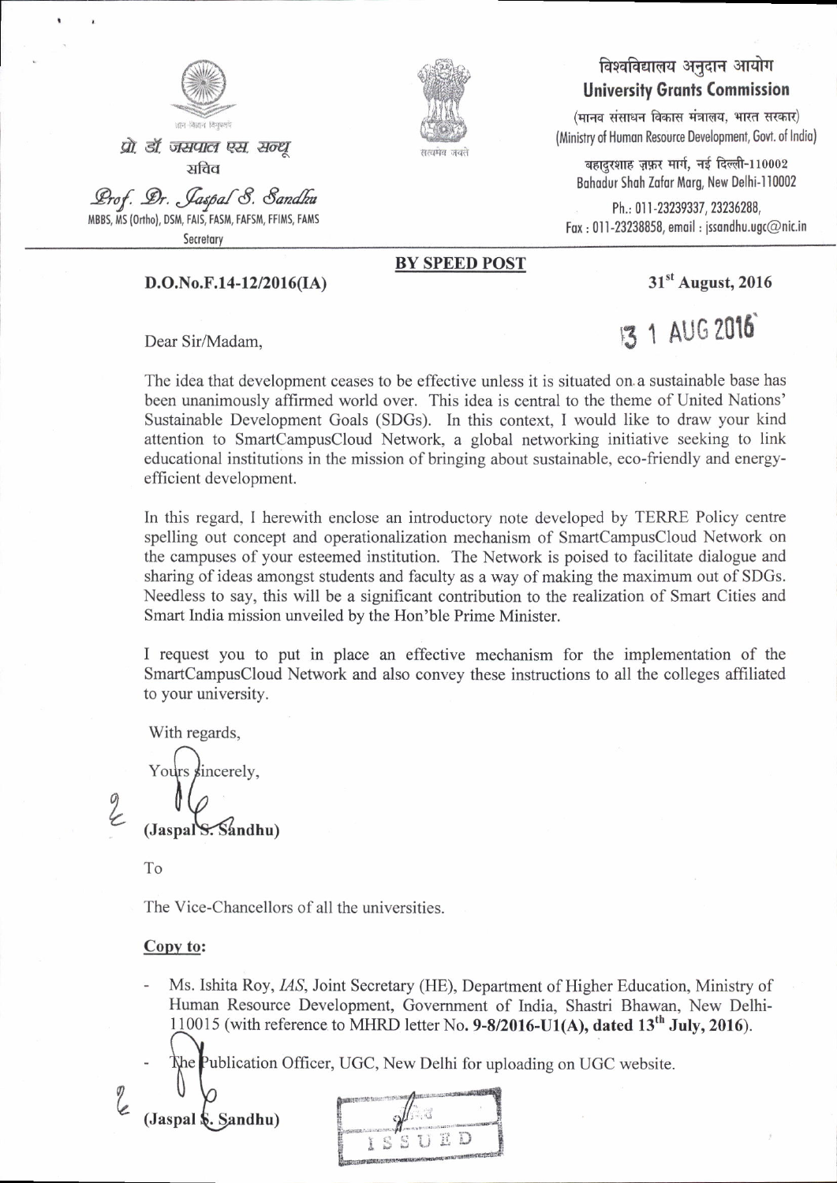ज्ञान-विज्ञान विमुक्तये

प्रो. डॉ. जसपाल एस. सन्धू
सचिव

*Prof. Dr. Jaspal S. Sandhu*
MBBS, MS (Ortho), DSM, FAIS, FASM, FAFSM, FFIMS, FAMS
Secretary

सत्यमेव जयते

विश्वविद्यालय अनुदान आयोग
**University Grants Commission**
(मानव संसाधन विकास मंत्रालय, भारत सरकार)
(Ministry of Human Resource Development, Govt. of India)
बहादुरशाह ज़फ़र मार्ग, नई दिल्ली-110002
Bahadur Shah Zafar Marg, New Delhi-110002
Ph.: 011-23239337, 23236288,
Fax : 011-23238858, email : jssandhu.ugc@nic.in

**BY SPEED POST**

**D.O.No.F.14-12/2016(IA)** **31st August, 2016**

31 AUG 2016

Dear Sir/Madam,

The idea that development ceases to be effective unless it is situated on a sustainable base has been unanimously affirmed world over. This idea is central to the theme of United Nations' Sustainable Development Goals (SDGs). In this context, I would like to draw your kind attention to SmartCampusCloud Network, a global networking initiative seeking to link educational institutions in the mission of bringing about sustainable, eco-friendly and energy-efficient development.

In this regard, I herewith enclose an introductory note developed by TERRE Policy centre spelling out concept and operationalization mechanism of SmartCampusCloud Network on the campuses of your esteemed institution. The Network is poised to facilitate dialogue and sharing of ideas amongst students and faculty as a way of making the maximum out of SDGs. Needless to say, this will be a significant contribution to the realization of Smart Cities and Smart India mission unveiled by the Hon'ble Prime Minister.

I request you to put in place an effective mechanism for the implementation of the SmartCampusCloud Network and also convey these instructions to all the colleges affiliated to your university.

With regards,

Yours sincerely,

**(Jaspal S. Sandhu)**

To

The Vice-Chancellors of all the universities.

**Copy to:**

- Ms. Ishita Roy, *IAS*, Joint Secretary (HE), Department of Higher Education, Ministry of Human Resource Development, Government of India, Shastri Bhawan, New Delhi-110015 (with reference to MHRD letter No. **9-8/2016-U1(A), dated 13th July, 2016**).
- The Publication Officer, UGC, New Delhi for uploading on UGC website.

**(Jaspal S. Sandhu)**

ISSUED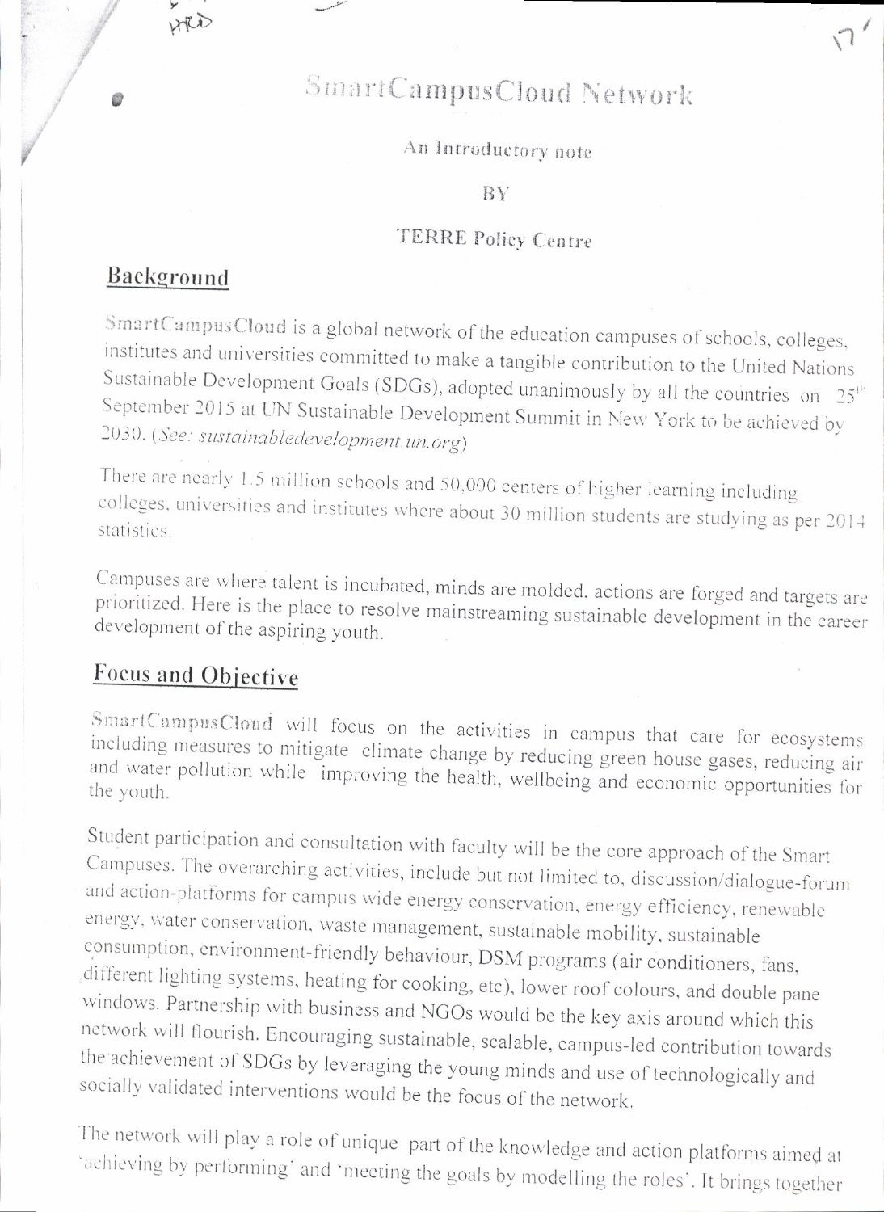# SmartCampusCloud Network

An Introductory note

BY

TERRE Policy Centre

## Background

SmartCampusCloud is a global network of the education campuses of schools, colleges, institutes and universities committed to make a tangible contribution to the United Nations Sustainable Development Goals (SDGs), adopted unanimously by all the countries on 25th September 2015 at UN Sustainable Development Summit in New York to be achieved by 2030. (*See: sustainabledevelopment.un.org*)

There are nearly 1.5 million schools and 50,000 centers of higher learning including colleges, universities and institutes where about 30 million students are studying as per 2014 statistics.

Campuses are where talent is incubated, minds are molded, actions are forged and targets are prioritized. Here is the place to resolve mainstreaming sustainable development in the career development of the aspiring youth.

## Focus and Objective

SmartCampusCloud will focus on the activities in campus that care for ecosystems including measures to mitigate climate change by reducing green house gases, reducing air and water pollution while improving the health, wellbeing and economic opportunities for the youth.

Student participation and consultation with faculty will be the core approach of the Smart Campuses. The overarching activities, include but not limited to, discussion/dialogue-forum and action-platforms for campus wide energy conservation, energy efficiency, renewable energy, water conservation, waste management, sustainable mobility, sustainable consumption, environment-friendly behaviour, DSM programs (air conditioners, fans, different lighting systems, heating for cooking, etc), lower roof colours, and double pane windows. Partnership with business and NGOs would be the key axis around which this network will flourish. Encouraging sustainable, scalable, campus-led contribution towards the achievement of SDGs by leveraging the young minds and use of technologically and socially validated interventions would be the focus of the network.

The network will play a role of unique part of the knowledge and action platforms aimed at 'achieving by performing' and 'meeting the goals by modelling the roles'. It brings together